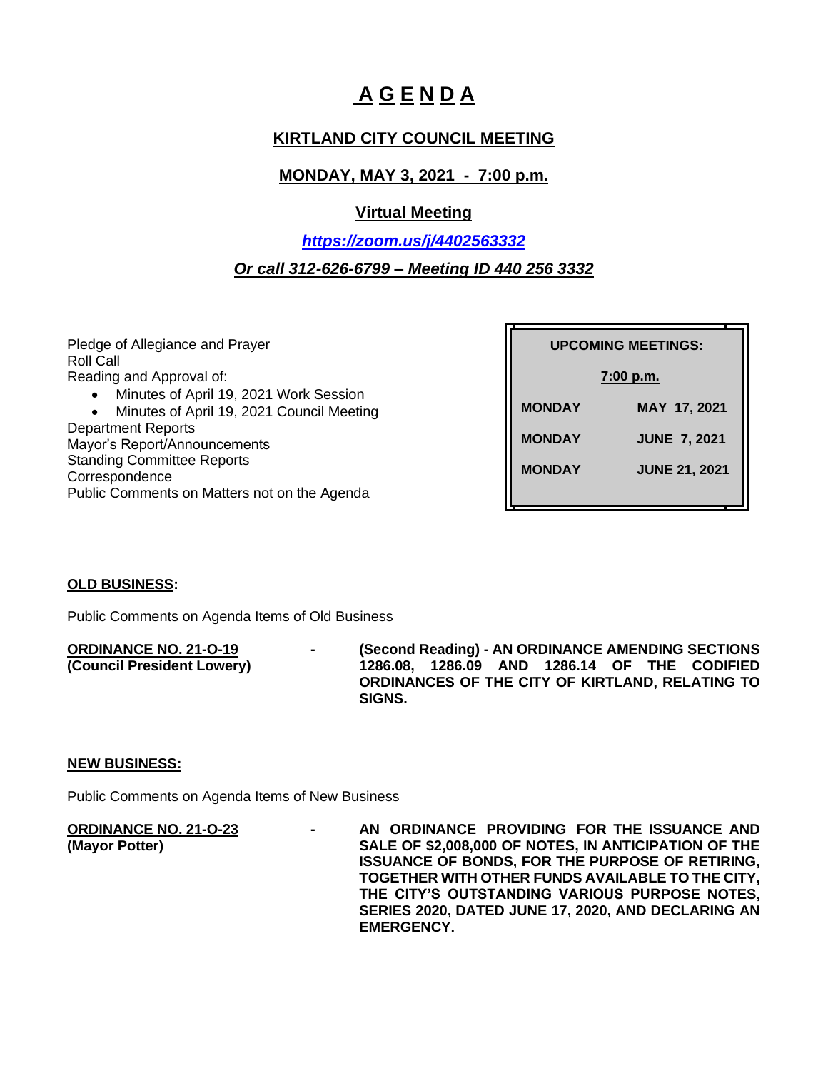# A G E N D A

## KIRTLAND CITY COUNCIL MEETING

### MONDAY, MAY 3, 2021 - 7:00 p.m.

### Virtual Meeting

***https://zoom.us/j/4402563332***

***Or call 312-626-6799 – Meeting ID 440 256 3332***

| UPCOMING MEETINGS: | |
|---|---|
| 7:00 p.m. | |
| MONDAY | MAY 17, 2021 |
| MONDAY | JUNE 7, 2021 |
| MONDAY | JUNE 21, 2021 |

Pledge of Allegiance and Prayer
Roll Call
Reading and Approval of:

- Minutes of April 19, 2021 Work Session
- Minutes of April 19, 2021 Council Meeting

Department Reports
Mayor's Report/Announcements
Standing Committee Reports
Correspondence
Public Comments on Matters not on the Agenda

**OLD BUSINESS:**

Public Comments on Agenda Items of Old Business

**ORDINANCE NO. 21-O-19**
**(Council President Lowery)**
\- **(Second Reading) - AN ORDINANCE AMENDING SECTIONS 1286.08, 1286.09 AND 1286.14 OF THE CODIFIED ORDINANCES OF THE CITY OF KIRTLAND, RELATING TO SIGNS.**

**NEW BUSINESS:**

Public Comments on Agenda Items of New Business

**ORDINANCE NO. 21-O-23**
**(Mayor Potter)**
\- **AN ORDINANCE PROVIDING FOR THE ISSUANCE AND SALE OF $2,008,000 OF NOTES, IN ANTICIPATION OF THE ISSUANCE OF BONDS, FOR THE PURPOSE OF RETIRING, TOGETHER WITH OTHER FUNDS AVAILABLE TO THE CITY, THE CITY'S OUTSTANDING VARIOUS PURPOSE NOTES, SERIES 2020, DATED JUNE 17, 2020, AND DECLARING AN EMERGENCY.**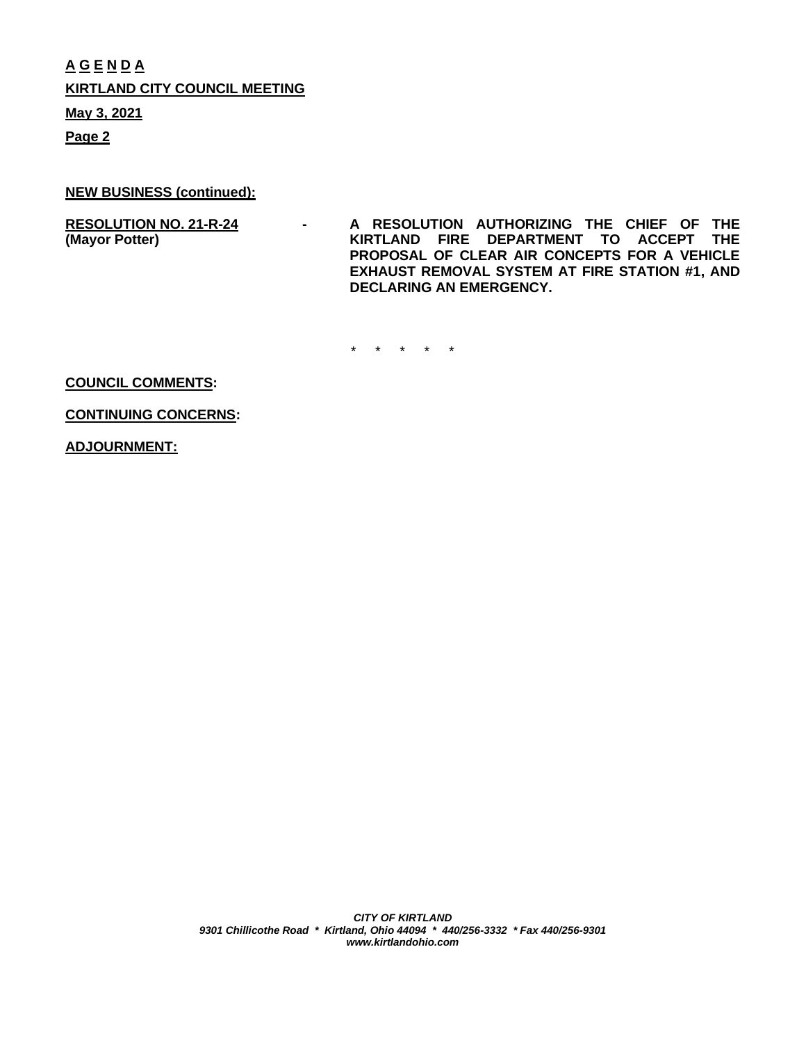**NEW BUSINESS (continued):**

**RESOLUTION NO. 21-R-24** - **A RESOLUTION AUTHORIZING THE CHIEF OF THE KIRTLAND FIRE DEPARTMENT TO ACCEPT THE PROPOSAL OF CLEAR AIR CONCEPTS FOR A VEHICLE EXHAUST REMOVAL SYSTEM AT FIRE STATION #1, AND DECLARING AN EMERGENCY.**
**(Mayor Potter)**

\* \* \* \* \*

**COUNCIL COMMENTS:**

**CONTINUING CONCERNS:**

**ADJOURNMENT:**